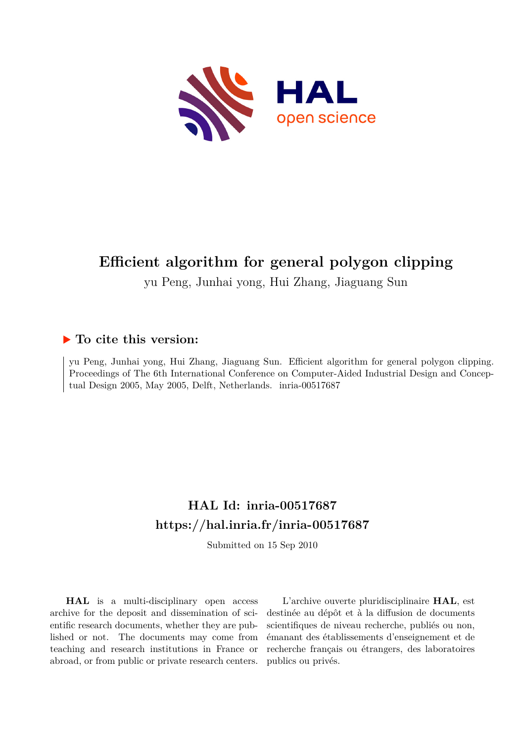# Efficient algorithm for general polygon clipping

yu Peng, Junhai yong, Hui Zhang, Jiaguang Sun

## ▶ To cite this version:

yu Peng, Junhai yong, Hui Zhang, Jiaguang Sun. Efficient algorithm for general polygon clipping. Proceedings of The 6th International Conference on Computer-Aided Industrial Design and Conceptual Design 2005, May 2005, Delft, Netherlands. inria-00517687

## HAL Id: inria-00517687

## https://hal.inria.fr/inria-00517687

Submitted on 15 Sep 2010

**HAL** is a multi-disciplinary open access archive for the deposit and dissemination of scientific research documents, whether they are published or not. The documents may come from teaching and research institutions in France or abroad, or from public or private research centers.

L'archive ouverte pluridisciplinaire **HAL**, est destinée au dépôt et à la diffusion de documents scientifiques de niveau recherche, publiés ou non, émanant des établissements d'enseignement et de recherche français ou étrangers, des laboratoires publics ou privés.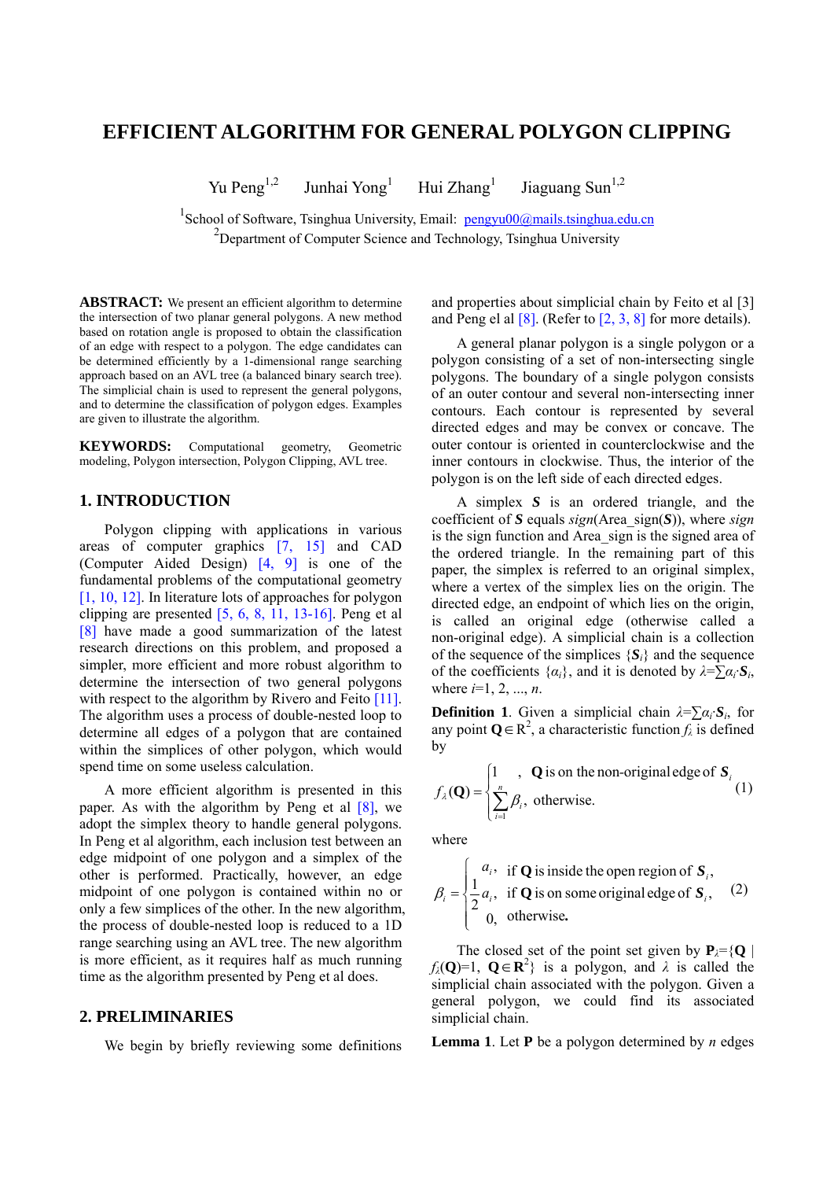# EFFICIENT ALGORITHM FOR GENERAL POLYGON CLIPPING

Yu Peng[1,2] Junhai Yong[1] Hui Zhang[1] Jiaguang Sun[1,2]

[1]School of Software, Tsinghua University, Email: pengyu00@mails.tsinghua.edu.cn
[2]Department of Computer Science and Technology, Tsinghua University

**ABSTRACT:** We present an efficient algorithm to determine the intersection of two planar general polygons. A new method based on rotation angle is proposed to obtain the classification of an edge with respect to a polygon. The edge candidates can be determined efficiently by a 1-dimensional range searching approach based on an AVL tree (a balanced binary search tree). The simplicial chain is used to represent the general polygons, and to determine the classification of polygon edges. Examples are given to illustrate the algorithm.

**KEYWORDS:** Computational geometry, Geometric modeling, Polygon intersection, Polygon Clipping, AVL tree.

## 1. INTRODUCTION

Polygon clipping with applications in various areas of computer graphics [7, 15] and CAD (Computer Aided Design) [4, 9] is one of the fundamental problems of the computational geometry [1, 10, 12]. In literature lots of approaches for polygon clipping are presented [5, 6, 8, 11, 13-16]. Peng et al [8] have made a good summarization of the latest research directions on this problem, and proposed a simpler, more efficient and more robust algorithm to determine the intersection of two general polygons with respect to the algorithm by Rivero and Feito [11]. The algorithm uses a process of double-nested loop to determine all edges of a polygon that are contained within the simplices of other polygon, which would spend time on some useless calculation.

A more efficient algorithm is presented in this paper. As with the algorithm by Peng et al [8], we adopt the simplex theory to handle general polygons. In Peng et al algorithm, each inclusion test between an edge midpoint of one polygon and a simplex of the other is performed. Practically, however, an edge midpoint of one polygon is contained within no or only a few simplices of the other. In the new algorithm, the process of double-nested loop is reduced to a 1D range searching using an AVL tree. The new algorithm is more efficient, as it requires half as much running time as the algorithm presented by Peng et al does.

## 2. PRELIMINARIES

We begin by briefly reviewing some definitions and properties about simplicial chain by Feito et al [3] and Peng el al [8]. (Refer to [2, 3, 8] for more details).

A general planar polygon is a single polygon or a polygon consisting of a set of non-intersecting single polygons. The boundary of a single polygon consists of an outer contour and several non-intersecting inner contours. Each contour is represented by several directed edges and may be convex or concave. The outer contour is oriented in counterclockwise and the inner contours in clockwise. Thus, the interior of the polygon is on the left side of each directed edges.

A simplex $\boldsymbol{S}$ is an ordered triangle, and the coefficient of $\boldsymbol{S}$ equals *sign*(Area_sign($\boldsymbol{S}$)), where *sign* is the sign function and Area_sign is the signed area of the ordered triangle. In the remaining part of this paper, the simplex is referred to an original simplex, where a vertex of the simplex lies on the origin. The directed edge, an endpoint of which lies on the origin, is called an original edge (otherwise called a non-original edge). A simplicial chain is a collection of the sequence of the simplices $\{\boldsymbol{S}_i\}$ and the sequence of the coefficients $\{\alpha_i\}$, and it is denoted by $\lambda=\sum\alpha_i \cdot \boldsymbol{S}_i$, where $i$=1, 2, ..., $n$.

**Definition 1**. Given a simplicial chain $\lambda=\sum\alpha_i \cdot \boldsymbol{S}_i$, for any point $\mathbf{Q}\in \mathrm{R}^2$, a characteristic function $f_\lambda$ is defined by

$$f_\lambda(\mathbf{Q}) = \begin{cases} 1 \quad , & \mathbf{Q} \text{ is on the non-original edge of } \boldsymbol{S}_i \\ \sum_{i=1}^{n} \beta_i, & \text{otherwise.} \end{cases} \quad (1)$$

where

$$\beta_i = \begin{cases} a_i, & \text{if } \mathbf{Q} \text{ is inside the open region of } \boldsymbol{S}_i, \\ \frac{1}{2} a_i, & \text{if } \mathbf{Q} \text{ is on some original edge of } \boldsymbol{S}_i, \\ 0, & \text{otherwise.} \end{cases} \quad (2)$$

The closed set of the point set given by $\mathbf{P}_\lambda=\{\mathbf{Q} \mid f_\lambda(\mathbf{Q})=1, \ \mathbf{Q}\in \mathbf{R}^2\}$ is a polygon, and $\lambda$ is called the simplicial chain associated with the polygon. Given a general polygon, we could find its associated simplicial chain.

**Lemma 1**. Let $\mathbf{P}$ be a polygon determined by $n$ edges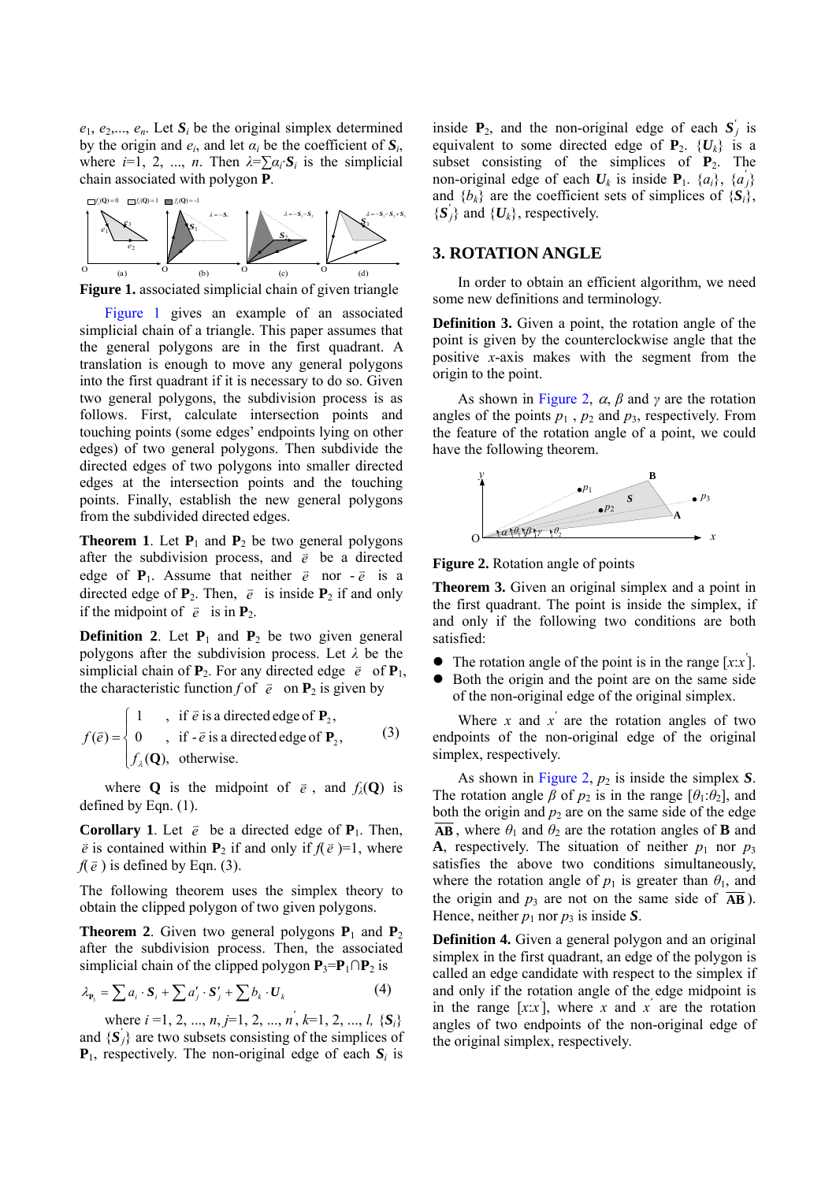$e_1, e_2, \ldots, e_n$. Let $\boldsymbol{S}_i$ be the original simplex determined by the origin and $e_i$, and let $\alpha_i$ be the coefficient of $\boldsymbol{S}_i$, where $i$=1, 2, ..., $n$. Then $\lambda=\sum\alpha_i \boldsymbol{S}_i$ is the simplicial chain associated with polygon **P**.

$f_\lambda(\mathbf{Q})=0$ $f_\lambda(\mathbf{Q})=1$ $f_\lambda(\mathbf{Q})=-1$

$\lambda=-S_1$ $\lambda=-S_1-S_2$ $\lambda=-S_1-S_2+S_3$

$e_1$ $e_2$ $e_3$ $S_1$ $S_2$ $S_3$ O (a) (b) (c) (d)

**Figure 1.** associated simplicial chain of given triangle

Figure 1 gives an example of an associated simplicial chain of a triangle. This paper assumes that the general polygons are in the first quadrant. A translation is enough to move any general polygons into the first quadrant if it is necessary to do so. Given two general polygons, the subdivision process is as follows. First, calculate intersection points and touching points (some edges' endpoints lying on other edges) of two general polygons. Then subdivide the directed edges of two polygons into smaller directed edges at the intersection points and the touching points. Finally, establish the new general polygons from the subdivided directed edges.

**Theorem 1**. Let $\mathbf{P}_1$ and $\mathbf{P}_2$ be two general polygons after the subdivision process, and $\vec{e}$ be a directed edge of $\mathbf{P}_1$. Assume that neither $\vec{e}$ nor $-\vec{e}$ is a directed edge of $\mathbf{P}_2$. Then, $\vec{e}$ is inside $\mathbf{P}_2$ if and only if the midpoint of $\vec{e}$ is in $\mathbf{P}_2$.

**Definition 2**. Let $\mathbf{P}_1$ and $\mathbf{P}_2$ be two given general polygons after the subdivision process. Let $\lambda$ be the simplicial chain of $\mathbf{P}_2$. For any directed edge $\vec{e}$ of $\mathbf{P}_1$, the characteristic function $f$ of $\vec{e}$ on $\mathbf{P}_2$ is given by

$$
f(\vec{e})=\begin{cases} 1 & , \text{ if } \vec{e} \text{ is a directed edge of } \mathbf{P}_2, \\ 0 & , \text{ if } -\vec{e} \text{ is a directed edge of } \mathbf{P}_2, \\ f_\lambda(\mathbf{Q}), & \text{otherwise.} \end{cases} \tag{3}
$$

where $\mathbf{Q}$ is the midpoint of $\vec{e}$, and $f_\lambda(\mathbf{Q})$ is defined by Eqn. (1).

**Corollary 1**. Let $\vec{e}$ be a directed edge of $\mathbf{P}_1$. Then, $\vec{e}$ is contained within $\mathbf{P}_2$ if and only if $f(\vec{e})$=1, where $f(\vec{e})$ is defined by Eqn. (3).

The following theorem uses the simplex theory to obtain the clipped polygon of two given polygons.

**Theorem 2**. Given two general polygons $\mathbf{P}_1$ and $\mathbf{P}_2$ after the subdivision process. Then, the associated simplicial chain of the clipped polygon $\mathbf{P}_3=\mathbf{P}_1\cap\mathbf{P}_2$ is

$$
\lambda_{\mathbf{P}_3}=\sum a_i\cdot\boldsymbol{S}_i+\sum a_j'\cdot\boldsymbol{S}_j'+\sum b_k\cdot\boldsymbol{U}_k \tag{4}
$$

where $i$ =1, 2, ..., $n$, $j$=1, 2, ..., $n'$, $k$=1, 2, ..., $l$, $\{\boldsymbol{S}_i\}$ and $\{\boldsymbol{S}_j'\}$ are two subsets consisting of the simplices of $\mathbf{P}_1$, respectively. The non-original edge of each $\boldsymbol{S}_i$ is inside $\mathbf{P}_2$, and the non-original edge of each $\boldsymbol{S}_j'$ is equivalent to some directed edge of $\mathbf{P}_2$. $\{\boldsymbol{U}_k\}$ is a subset consisting of the simplices of $\mathbf{P}_2$. The non-original edge of each $\boldsymbol{U}_k$ is inside $\mathbf{P}_1$. $\{a_i\}$, $\{a_j'\}$ and $\{b_k\}$ are the coefficient sets of simplices of $\{\boldsymbol{S}_i\}$, $\{\boldsymbol{S}_j'\}$ and $\{\boldsymbol{U}_k\}$, respectively.

## 3. ROTATION ANGLE

In order to obtain an efficient algorithm, we need some new definitions and terminology.

**Definition 3.** Given a point, the rotation angle of the point is given by the counterclockwise angle that the positive $x$-axis makes with the segment from the origin to the point.

As shown in Figure 2, $\alpha$, $\beta$ and $\gamma$ are the rotation angles of the points $p_1$ , $p_2$ and $p_3$, respectively. From the feature of the rotation angle of a point, we could have the following theorem.

y x O B A S $p_1$ $p_2$ $p_3$ $\alpha$ $\theta_1$ $\beta$ $\gamma$ $\theta_2$

**Figure 2.** Rotation angle of points

**Theorem 3.** Given an original simplex and a point in the first quadrant. The point is inside the simplex, if and only if the following two conditions are both satisfied:

- The rotation angle of the point is in the range $[x{:}x']$.
- Both the origin and the point are on the same side of the non-original edge of the original simplex.

Where $x$ and $x'$ are the rotation angles of two endpoints of the non-original edge of the original simplex, respectively.

As shown in Figure 2, $p_2$ is inside the simplex $\boldsymbol{S}$. The rotation angle $\beta$ of $p_2$ is in the range $[\theta_1{:}\theta_2]$, and both the origin and $p_2$ are on the same side of the edge $\overline{\mathbf{AB}}$, where $\theta_1$ and $\theta_2$ are the rotation angles of **B** and **A**, respectively. The situation of neither $p_1$ nor $p_3$ satisfies the above two conditions simultaneously, where the rotation angle of $p_1$ is greater than $\theta_1$, and the origin and $p_3$ are not on the same side of $\overline{\mathbf{AB}}$). Hence, neither $p_1$ nor $p_3$ is inside $\boldsymbol{S}$.

**Definition 4.** Given a general polygon and an original simplex in the first quadrant, an edge of the polygon is called an edge candidate with respect to the simplex if and only if the rotation angle of the edge midpoint is in the range $[x{:}x']$, where $x$ and $x'$ are the rotation angles of two endpoints of the non-original edge of the original simplex, respectively.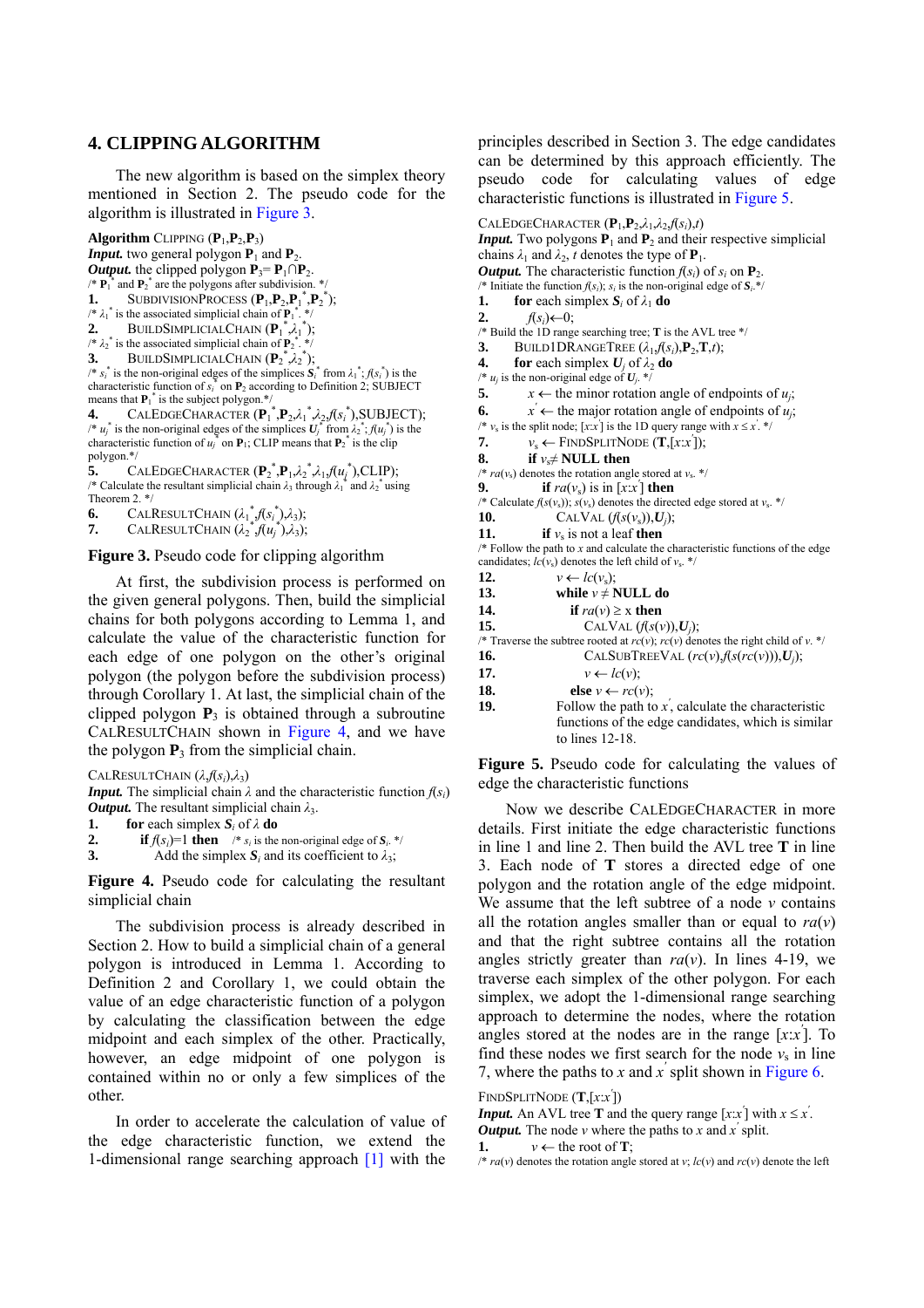## 4. CLIPPING ALGORITHM

The new algorithm is based on the simplex theory mentioned in Section 2. The pseudo code for the algorithm is illustrated in Figure 3.

```
Algorithm CLIPPING (P1,P2,P3)
Input. two general polygon P1 and P2.
Output. the clipped polygon P3= P1∩P2.
/* P1* and P2* are the polygons after subdivision. */
1.   SUBDIVISIONPROCESS (P1,P2,P1*,P2*);
/* λ1* is the associated simplicial chain of P1*. */
2.   BUILDSIMPLICIALCHAIN (P1*,λ1*);
/* λ2* is the associated simplicial chain of P2*. */
3.   BUILDSIMPLICIALCHAIN (P2*,λ2*);
/* si* is the non-original edges of the simplices Si* from λ1*; f(si*) is the
characteristic function of si* on P2 according to Definition 2; SUBJECT
means that P1* is the subject polygon.*/
4.   CALEDGECHARACTER (P1*,P2,λ1*,λ2,f(si*),SUBJECT);
/* uj* is the non-original edges of the simplices Uj* from λ2*; f(uj*) is the
characteristic function of uj* on P1; CLIP means that P2* is the clip
polygon.*/
5.   CALEDGECHARACTER (P2*,P1,λ2*,λ1,f(uj*),CLIP);
/* Calculate the resultant simplicial chain λ3 through λ1* and λ2* using
Theorem 2. */
6.   CALRESULTCHAIN (λ1*,f(si*),λ3);
7.   CALRESULTCHAIN (λ2*,f(uj*),λ3);
```

**Figure 3.** Pseudo code for clipping algorithm

At first, the subdivision process is performed on the given general polygons. Then, build the simplicial chains for both polygons according to Lemma 1, and calculate the value of the characteristic function for each edge of one polygon on the other's original polygon (the polygon before the subdivision process) through Corollary 1. At last, the simplicial chain of the clipped polygon $\mathbf{P}_3$ is obtained through a subroutine CALRESULTCHAIN shown in Figure 4, and we have the polygon $\mathbf{P}_3$ from the simplicial chain.

```
CALRESULTCHAIN (λ,f(si),λ3)
Input. The simplicial chain λ and the characteristic function f(si)
Output. The resultant simplicial chain λ3.
1.   for each simplex Si of λ do
2.     if f(si)=1 then    /* si is the non-original edge of Si. */
3.       Add the simplex Si and its coefficient to λ3;
```

**Figure 4.** Pseudo code for calculating the resultant simplicial chain

The subdivision process is already described in Section 2. How to build a simplicial chain of a general polygon is introduced in Lemma 1. According to Definition 2 and Corollary 1, we could obtain the value of an edge characteristic function of a polygon by calculating the classification between the edge midpoint and each simplex of the other. Practically, however, an edge midpoint of one polygon is contained within no or only a few simplices of the other.

In order to accelerate the calculation of value of the edge characteristic function, we extend the 1-dimensional range searching approach [1] with the principles described in Section 3. The edge candidates can be determined by this approach efficiently. The pseudo code for calculating values of edge characteristic functions is illustrated in Figure 5.

```
CALEDGECHARACTER (P1,P2,λ1,λ2,f(si),t)
Input. Two polygons P1 and P2 and their respective simplicial
chains λ1 and λ2, t denotes the type of P1.
Output. The characteristic function f(si) of si on P2.
/* Initiate the function f(si); si is the non-original edge of Si.*/
1.   for each simplex Si of λ1 do
2.     f(si)←0;
/* Build the 1D range searching tree; T is the AVL tree */
3.   BUILD1DRANGETREE (λ1,f(si),P2,T,t);
4.   for each simplex Uj of λ2 do
/* uj is the non-original edge of Uj. */
5.     x ← the minor rotation angle of endpoints of uj;
6.     x′ ← the major rotation angle of endpoints of uj;
/* vs is the split node; [x:x′] is the 1D query range with x ≤ x′. */
7.     vs ← FINDSPLITNODE (T,[x:x′]);
8.     if vs≠ NULL then
/* ra(vs) denotes the rotation angle stored at vs. */
9.       if ra(vs) is in [x:x′] then
/* Calculate f(s(vs)); s(vs) denotes the directed edge stored at vs. */
10.        CALVAL (f(s(vs)),Uj);
11.      if vs is not a leaf then
/* Follow the path to x and calculate the characteristic functions of the edge
candidates; lc(vs) denotes the left child of vs. */
12.        v ← lc(vs);
13.        while v ≠ NULL do
14.          if ra(v) ≥ x then
15.            CALVAL (f(s(v)),Uj);
/* Traverse the subtree rooted at rc(v); rc(v) denotes the right child of v. */
16.            CALSUBTREEVAL (rc(v),f(s(rc(v))),Uj);
17.            v ← lc(v);
18.          else v ← rc(v);
19.        Follow the path to x′, calculate the characteristic
           functions of the edge candidates, which is similar
           to lines 12-18.
```

**Figure 5.** Pseudo code for calculating the values of edge the characteristic functions

Now we describe CALEDGECHARACTER in more details. First initiate the edge characteristic functions in line 1 and line 2. Then build the AVL tree $\mathbf{T}$ in line 3. Each node of $\mathbf{T}$ stores a directed edge of one polygon and the rotation angle of the edge midpoint. We assume that the left subtree of a node $v$ contains all the rotation angles smaller than or equal to $ra(v)$ and that the right subtree contains all the rotation angles strictly greater than $ra(v)$. In lines 4-19, we traverse each simplex of the other polygon. For each simplex, we adopt the 1-dimensional range searching approach to determine the nodes, where the rotation angles stored at the nodes are in the range $[x:x']$. To find these nodes we first search for the node $v_s$ in line 7, where the paths to $x$ and $x'$ split shown in Figure 6.

```
FINDSPLITNODE (T,[x:x′])
Input. An AVL tree T and the query range [x:x′] with x ≤ x′.
Output. The node v where the paths to x and x′ split.
1.   v ← the root of T;
/* ra(v) denotes the rotation angle stored at v; lc(v) and rc(v) denote the left
```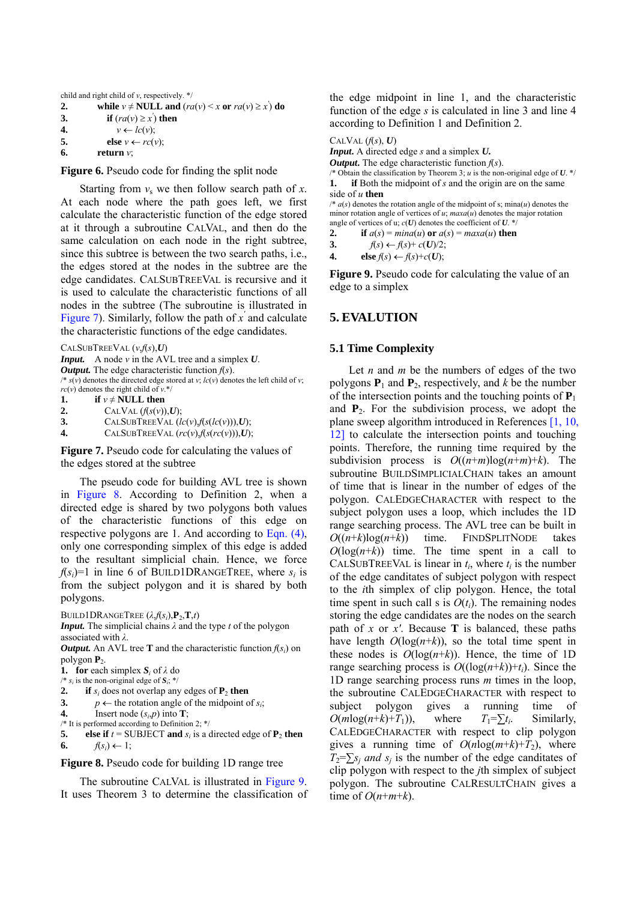child and right child of $v$, respectively. */

```
2.    while v ≠ NULL and (ra(v) < x or ra(v) ≥ x′) do
3.       if (ra(v) ≥ x′) then
4.          v ← lc(v);
5.       else v ← rc(v);
6.    return v;
```

**Figure 6.** Pseudo code for finding the split node

Starting from $v_s$ we then follow search path of $x$. At each node where the path goes left, we first calculate the characteristic function of the edge stored at it through a subroutine CALVAL, and then do the same calculation on each node in the right subtree, since this subtree is between the two search paths, i.e., the edges stored at the nodes in the subtree are the edge candidates. CALSUBTREEVAL is recursive and it is used to calculate the characteristic functions of all nodes in the subtree (The subroutine is illustrated in Figure 7). Similarly, follow the path of $x'$ and calculate the characteristic functions of the edge candidates.

CALSUBTREEVAL ($v$,$f(s)$,$U$)
***Input.*** A node $v$ in the AVL tree and a simplex $\boldsymbol{U}$.
***Output.*** The edge characteristic function $f(s)$.
/* $s(v)$ denotes the directed edge stored at $v$; $lc(v)$ denotes the left child of $v$; $rc(v)$ denotes the right child of $v$.*/

```
1.    if v ≠ NULL then
2.       CALVAL (f(s(v)),U);
3.       CALSUBTREEVAL (lc(v),f(s(lc(v))),U);
4.       CALSUBTREEVAL (rc(v),f(s(rc(v))),U);
```

**Figure 7.** Pseudo code for calculating the values of the edges stored at the subtree

The pseudo code for building AVL tree is shown in Figure 8. According to Definition 2, when a directed edge is shared by two polygons both values of the characteristic functions of this edge on respective polygons are 1. And according to Eqn. (4), only one corresponding simplex of this edge is added to the resultant simplicial chain. Hence, we force $f(s_i)=1$ in line 6 of BUILD1DRANGETREE, where $s_i$ is from the subject polygon and it is shared by both polygons.

BUILD1DRANGETREE ($\lambda$,$f(s_i)$,$\mathbf{P}_2$,$\mathbf{T}$,$t$)
***Input.*** The simplicial chains $\lambda$ and the type $t$ of the polygon associated with $\lambda$.
***Output.*** An AVL tree $\mathbf{T}$ and the characteristic function $f(s_i)$ on polygon $\mathbf{P}_2$.

```
1.  for each simplex S_i of λ do
    /* s_i is the non-original edge of S_i; */
2.     if s_i does not overlap any edges of P_2 then
3.        p ← the rotation angle of the midpoint of s_i;
4.        Insert node (s_i,p) into T;
    /* It is performed according to Definition 2; */
5.     else if t = SUBJECT and s_i is a directed edge of P_2 then
6.        f(s_i) ← 1;
```

**Figure 8.** Pseudo code for building 1D range tree

The subroutine CALVAL is illustrated in Figure 9. It uses Theorem 3 to determine the classification of the edge midpoint in line 1, and the characteristic function of the edge $s$ is calculated in line 3 and line 4 according to Definition 1 and Definition 2.

CALVAL ($f(s)$, $\boldsymbol{U}$)
***Input.*** A directed edge $s$ and a simplex $\boldsymbol{U}$.
***Output.*** The edge characteristic function $f(s)$.
/* Obtain the classification by Theorem 3; $u$ is the non-original edge of $\boldsymbol{U}$. */

```
1.    if Both the midpoint of s and the origin are on the same side of u then
   /* a(s) denotes the rotation angle of s; mina(u) denotes the minor rotation angle of vertices of u; maxa(u) denotes the major rotation angle of vertices of u; c(U) denotes the coefficient of U. */
2.       if a(s) = mina(u) or a(s) = maxa(u) then
3.          f(s) ← f(s)+ c(U)/2;
4.       else f(s) ← f(s)+c(U);
```

**Figure 9.** Pseudo code for calculating the value of an edge to a simplex

## 5. EVALUTION

### 5.1 Time Complexity

Let $n$ and $m$ be the numbers of edges of the two polygons $\mathbf{P}_1$ and $\mathbf{P}_2$, respectively, and $k$ be the number of the intersection points and the touching points of $\mathbf{P}_1$ and $\mathbf{P}_2$. For the subdivision process, we adopt the plane sweep algorithm introduced in References [1, 10, 12] to calculate the intersection points and touching points. Therefore, the running time required by the subdivision process is $O((n+m)\log(n+m)+k)$. The subroutine BUILDSIMPLICIALCHAIN takes an amount of time that is linear in the number of edges of the polygon. CALEDGECHARACTER with respect to the subject polygon uses a loop, which includes the 1D range searching process. The AVL tree can be built in $O((n+k)\log(n+k))$ time. FINDSPLITNODE takes $O(\log(n+k))$ time. The time spent in a call to CALSUBTREEVAL is linear in $t_i$, where $t_i$ is the number of the edge candidates of subject polygon with respect to the $i$th simplex of clip polygon. Hence, the total time spent in such call s is $O(t_i)$. The remaining nodes storing the edge candidates are the nodes on the search path of $x$ or $x'$. Because $\mathbf{T}$ is balanced, these paths have length $O(\log(n+k))$, so the total time spent in these nodes is $O(\log(n+k))$. Hence, the time of 1D range searching process is $O((\log(n+k))+t_i)$. Since the 1D range searching process runs $m$ times in the loop, the subroutine CALEDGECHARACTER with respect to subject polygon gives a running time of $O(m\log(n+k)+T_1))$, where $T_1=\sum t_i$. Similarly, CALEDGECHARACTER with respect to clip polygon gives a running time of $O(n\log(m+k)+T_2)$, where $T_2=\sum s_j$ *and* $s_j$ is the number of the edge canditates of clip polygon with respect to the $j$th simplex of subject polygon. The subroutine CALRESULTCHAIN gives a time of $O(n+m+k)$.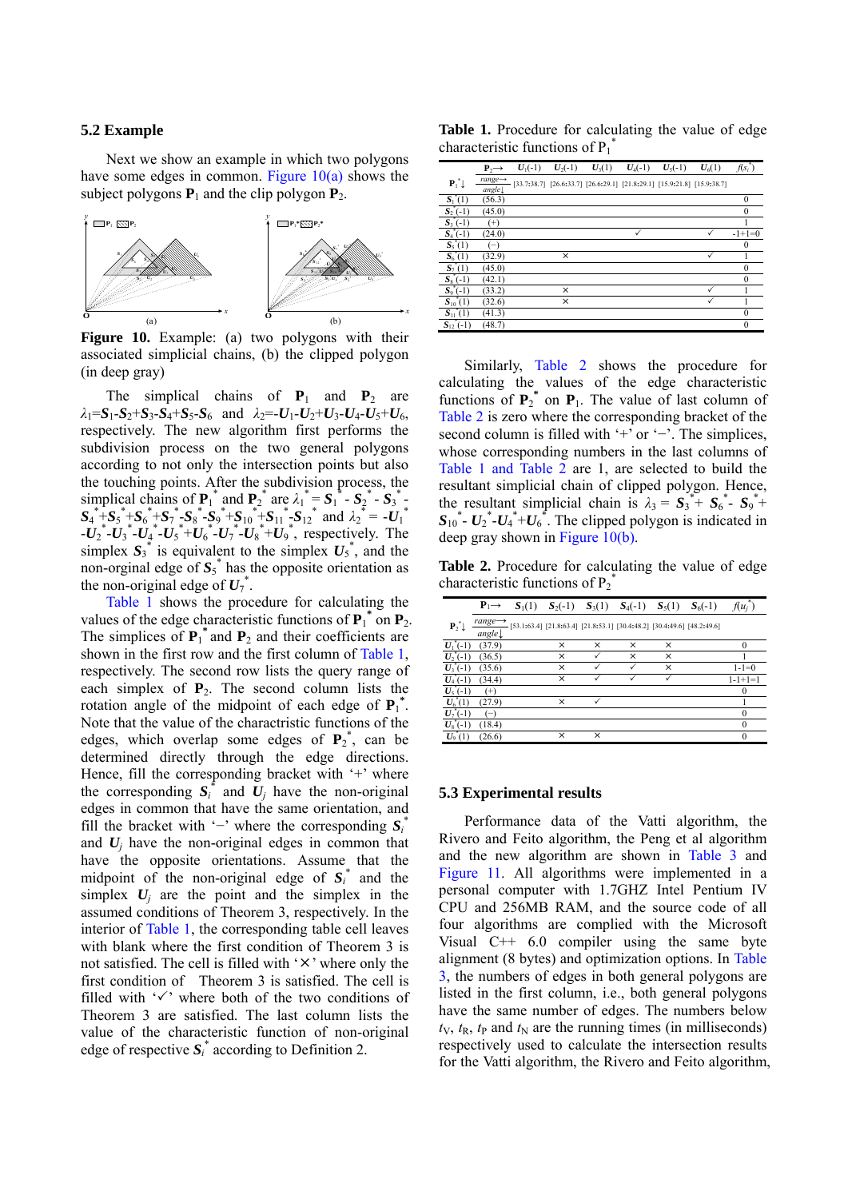### 5.2 Example

Next we show an example in which two polygons have some edges in common. Figure 10(a) shows the subject polygons $\mathbf{P}_1$ and the clip polygon $\mathbf{P}_2$.

**Figure 10.** Example: (a) two polygons with their associated simplicial chains, (b) the clipped polygon (in deep gray)

The simplical chains of $\mathbf{P}_1$ and $\mathbf{P}_2$ are $\lambda_1=\mathbf{S}_1-\mathbf{S}_2+\mathbf{S}_3-\mathbf{S}_4+\mathbf{S}_5-\mathbf{S}_6$ and $\lambda_2=-\mathbf{U}_1-\mathbf{U}_2+\mathbf{U}_3-\mathbf{U}_4-\mathbf{U}_5+\mathbf{U}_6$, respectively. The new algorithm first performs the subdivision process on the two general polygons according to not only the intersection points but also the touching points. After the subdivision process, the simplical chains of $\mathbf{P}_1^*$ and $\mathbf{P}_2^*$ are $\lambda_1^* = \mathbf{S}_1^* - \mathbf{S}_2^* - \mathbf{S}_3^* - \mathbf{S}_4^* + \mathbf{S}_5^* + \mathbf{S}_6^* + \mathbf{S}_7^* - \mathbf{S}_8^* - \mathbf{S}_9^* + \mathbf{S}_{10}^* + \mathbf{S}_{11}^* - \mathbf{S}_{12}^*$ and $\lambda_2^* = -\mathbf{U}_1^* - \mathbf{U}_2^* - \mathbf{U}_3^* - \mathbf{U}_4^* - \mathbf{U}_5^* + \mathbf{U}_6^* - \mathbf{U}_7^* - \mathbf{U}_8^* + \mathbf{U}_9^*$, respectively. The simplex $\mathbf{S}_3^*$ is equivalent to the simplex $\mathbf{U}_5^*$, and the non-orginal edge of $\mathbf{S}_5^*$ has the opposite orientation as the non-original edge of $\mathbf{U}_7^*$.

Table 1 shows the procedure for calculating the values of the edge characteristic functions of $\mathbf{P}_1^*$ on $\mathbf{P}_2$. The simplices of $\mathbf{P}_1^*$ and $\mathbf{P}_2$ and their coefficients are shown in the first row and the first column of Table 1, respectively. The second row lists the query range of each simplex of $\mathbf{P}_2$. The second column lists the rotation angle of the midpoint of each edge of $\mathbf{P}_1^*$. Note that the value of the charactristic functions of the edges, which overlap some edges of $\mathbf{P}_2^*$, can be determined directly through the edge directions. Hence, fill the corresponding bracket with '+' where the corresponding $\mathbf{S}_i^*$ and $\mathbf{U}_j$ have the non-original edges in common that have the same orientation, and fill the bracket with '−' where the corresponding $\mathbf{S}_i^*$ and $\mathbf{U}_j$ have the non-original edges in common that have the opposite orientations. Assume that the midpoint of the non-original edge of $\mathbf{S}_i^*$ and the simplex $\mathbf{U}_j$ are the point and the simplex in the assumed conditions of Theorem 3, respectively. In the interior of Table 1, the corresponding table cell leaves with blank where the first condition of Theorem 3 is not satisfied. The cell is filled with '×' where only the first condition of Theorem 3 is satisfied. The cell is filled with '✓' where both of the two conditions of Theorem 3 are satisfied. The last column lists the value of the characteristic function of non-original edge of respective $\mathbf{S}_i^*$ according to Definition 2.

**Table 1.** Procedure for calculating the value of edge characteristic functions of $\mathrm{P}_1^*$

| $\mathbf{P}_2$→ / $\mathbf{P}_1^*$↓ | *range*→ / *angle*↓ | $U_1$(-1) | $U_2$(-1) | $U_3$(1) | $U_4$(-1) | $U_5$(-1) | $U_6$(1) | $f(s_i^*)$ |
|---|---|---|---|---|---|---|---|---|
| | | [33.7:38.7] | [26.6:33.7] | [26.6:29.1] | [21.8:29.1] | [15.9:21.8] | [15.9:38.7] | |
| $S_1^*$(1) | (56.3) | | | | | | | 0 |
| $S_2^*$(-1) | (45.0) | | | | | | | 0 |
| $S_3^*$(-1) | (+) | | | | | | | 1 |
| $S_4^*$(-1) | (24.0) | | | | ✓ | | ✓ | -1+1=0 |
| $S_5^*$(1) | (−) | | | | | | | 0 |
| $S_6^*$(1) | (32.9) | | × | | | | ✓ | 1 |
| $S_7^*$(1) | (45.0) | | | | | | | 0 |
| $S_8^*$(-1) | (42.1) | | | | | | | 0 |
| $S_9^*$(-1) | (33.2) | | × | | | | ✓ | 1 |
| $S_{10}^*$(1) | (32.6) | | × | | | | ✓ | 1 |
| $S_{11}^*$(1) | (41.3) | | | | | | | 0 |
| $S_{12}^*$(-1) | (48.7) | | | | | | | 0 |

Similarly, Table 2 shows the procedure for calculating the values of the edge characteristic functions of $\mathbf{P}_2^*$ on $\mathbf{P}_1$. The value of last column of Table 2 is zero where the corresponding bracket of the second column is filled with '+' or '−'. The simplices, whose corresponding numbers in the last columns of Table 1 and Table 2 are 1, are selected to build the resultant simplicial chain of clipped polygon. Hence, the resultant simplicial chain is $\lambda_3 = \mathbf{S}_3^* + \mathbf{S}_6^* - \mathbf{S}_9^* + \mathbf{S}_{10}^* - \mathbf{U}_2^* - \mathbf{U}_4^* + \mathbf{U}_6^*$. The clipped polygon is indicated in deep gray shown in Figure 10(b).

**Table 2.** Procedure for calculating the value of edge characteristic functions of $\mathrm{P}_2^*$

| $\mathbf{P}_1$→ / $\mathbf{P}_2^*$↓ | *range*→ / *angle*↓ | $S_1$(1) | $S_2$(-1) | $S_3$(1) | $S_4$(-1) | $S_5$(1) | $S_6$(-1) | $f(u_j^*)$ |
|---|---|---|---|---|---|---|---|---|
| | | [53.1:63.4] | [21.8:63.4] | [21.8:53.1] | [30.4:48.2] | [30.4:49.6] | [48.2:49.6] | |
| $U_1^*$(-1) | (37.9) | | × | × | × | × | | 0 |
| $U_2^*$(-1) | (36.5) | | × | ✓ | × | × | | 1 |
| $U_3^*$(-1) | (35.6) | | × | ✓ | ✓ | × | | 1-1=0 |
| $U_4^*$(-1) | (34.4) | | × | ✓ | ✓ | ✓ | | 1-1+1=1 |
| $U_5^*$(-1) | (+) | | | | | | | 0 |
| $U_6^*$(1) | (27.9) | | × | ✓ | | | | 1 |
| $U_7^*$(-1) | (−) | | | | | | | 0 |
| $U_8^*$(-1) | (18.4) | | | | | | | 0 |
| $U_9^*$(1) | (26.6) | | × | × | | | | 0 |

### 5.3 Experimental results

Performance data of the Vatti algorithm, the Rivero and Feito algorithm, the Peng et al algorithm and the new algorithm are shown in Table 3 and Figure 11. All algorithms were implemented in a personal computer with 1.7GHZ Intel Pentium IV CPU and 256MB RAM, and the source code of all four algorithms are complied with the Microsoft Visual C++ 6.0 compiler using the same byte alignment (8 bytes) and optimization options. In Table 3, the numbers of edges in both general polygons are listed in the first column, i.e., both general polygons have the same number of edges. The numbers below $t_{\mathrm{V}}$, $t_{\mathrm{R}}$, $t_{\mathrm{P}}$ and $t_{\mathrm{N}}$ are the running times (in milliseconds) respectively used to calculate the intersection results for the Vatti algorithm, the Rivero and Feito algorithm,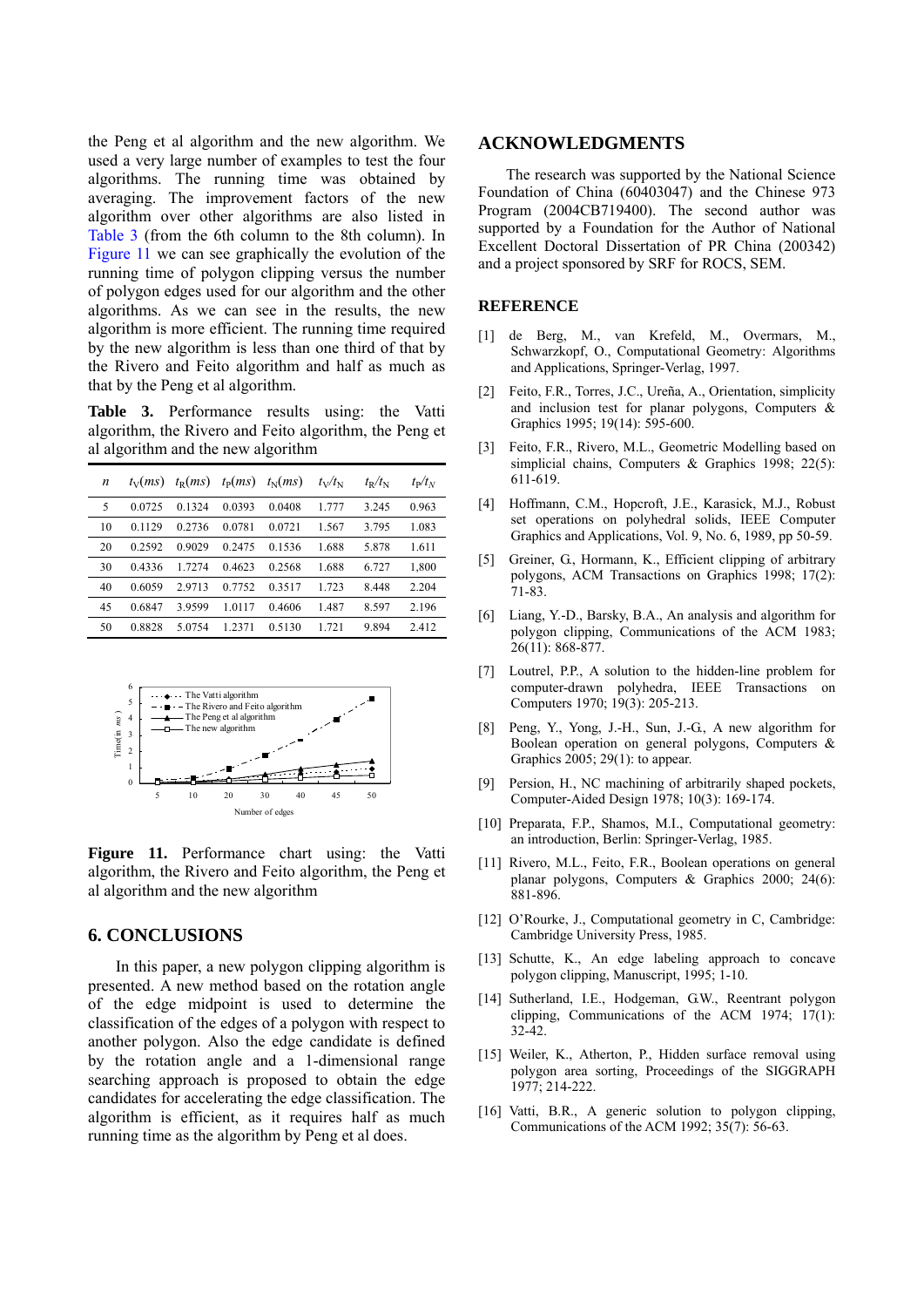the Peng et al algorithm and the new algorithm. We used a very large number of examples to test the four algorithms. The running time was obtained by averaging. The improvement factors of the new algorithm over other algorithms are also listed in Table 3 (from the 6th column to the 8th column). In Figure 11 we can see graphically the evolution of the running time of polygon clipping versus the number of polygon edges used for our algorithm and the other algorithms. As we can see in the results, the new algorithm is more efficient. The running time required by the new algorithm is less than one third of that by the Rivero and Feito algorithm and half as much as that by the Peng et al algorithm.

**Table 3.** Performance results using: the Vatti algorithm, the Rivero and Feito algorithm, the Peng et al algorithm and the new algorithm

| $n$ | $t_V(ms)$ | $t_R(ms)$ | $t_P(ms)$ | $t_N(ms)$ | $t_V/t_N$ | $t_R/t_N$ | $t_P/t_N$ |
|---|---|---|---|---|---|---|---|
| 5 | 0.0725 | 0.1324 | 0.0393 | 0.0408 | 1.777 | 3.245 | 0.963 |
| 10 | 0.1129 | 0.2736 | 0.0781 | 0.0721 | 1.567 | 3.795 | 1.083 |
| 20 | 0.2592 | 0.9029 | 0.2475 | 0.1536 | 1.688 | 5.878 | 1.611 |
| 30 | 0.4336 | 1.7274 | 0.4623 | 0.2568 | 1.688 | 6.727 | 1,800 |
| 40 | 0.6059 | 2.9713 | 0.7752 | 0.3517 | 1.723 | 8.448 | 2.204 |
| 45 | 0.6847 | 3.9599 | 1.0117 | 0.4606 | 1.487 | 8.597 | 2.196 |
| 50 | 0.8828 | 5.0754 | 1.2371 | 0.5130 | 1.721 | 9.894 | 2.412 |

The Vatti algorithm
The Rivero and Feito algorithm
The Peng et al algorithm
The new algorithm
Time(in ms)
0
1
2
3
4
5
6
5 10 20 30 40 45 50
Number of edges

**Figure 11.** Performance chart using: the Vatti algorithm, the Rivero and Feito algorithm, the Peng et al algorithm and the new algorithm

## 6. CONCLUSIONS

In this paper, a new polygon clipping algorithm is presented. A new method based on the rotation angle of the edge midpoint is used to determine the classification of the edges of a polygon with respect to another polygon. Also the edge candidate is defined by the rotation angle and a 1-dimensional range searching approach is proposed to obtain the edge candidates for accelerating the edge classification. The algorithm is efficient, as it requires half as much running time as the algorithm by Peng et al does.

## ACKNOWLEDGMENTS

The research was supported by the National Science Foundation of China (60403047) and the Chinese 973 Program (2004CB719400). The second author was supported by a Foundation for the Author of National Excellent Doctoral Dissertation of PR China (200342) and a project sponsored by SRF for ROCS, SEM.

## REFERENCE

[1] de Berg, M., van Krefeld, M., Overmars, M., Schwarzkopf, O., Computational Geometry: Algorithms and Applications, Springer-Verlag, 1997.

[2] Feito, F.R., Torres, J.C., Ureña, A., Orientation, simplicity and inclusion test for planar polygons, Computers & Graphics 1995; 19(14): 595-600.

[3] Feito, F.R., Rivero, M.L., Geometric Modelling based on simplicial chains, Computers & Graphics 1998; 22(5): 611-619.

[4] Hoffmann, C.M., Hopcroft, J.E., Karasick, M.J., Robust set operations on polyhedral solids, IEEE Computer Graphics and Applications, Vol. 9, No. 6, 1989, pp 50-59.

[5] Greiner, G., Hormann, K., Efficient clipping of arbitrary polygons, ACM Transactions on Graphics 1998; 17(2): 71-83.

[6] Liang, Y.-D., Barsky, B.A., An analysis and algorithm for polygon clipping, Communications of the ACM 1983; 26(11): 868-877.

[7] Loutrel, P.P., A solution to the hidden-line problem for computer-drawn polyhedra, IEEE Transactions on Computers 1970; 19(3): 205-213.

[8] Peng, Y., Yong, J.-H., Sun, J.-G., A new algorithm for Boolean operation on general polygons, Computers & Graphics 2005; 29(1): to appear.

[9] Persion, H., NC machining of arbitrarily shaped pockets, Computer-Aided Design 1978; 10(3): 169-174.

[10] Preparata, F.P., Shamos, M.I., Computational geometry: an introduction, Berlin: Springer-Verlag, 1985.

[11] Rivero, M.L., Feito, F.R., Boolean operations on general planar polygons, Computers & Graphics 2000; 24(6): 881-896.

[12] O'Rourke, J., Computational geometry in C, Cambridge: Cambridge University Press, 1985.

[13] Schutte, K., An edge labeling approach to concave polygon clipping, Manuscript, 1995; 1-10.

[14] Sutherland, I.E., Hodgeman, G.W., Reentrant polygon clipping, Communications of the ACM 1974; 17(1): 32-42.

[15] Weiler, K., Atherton, P., Hidden surface removal using polygon area sorting, Proceedings of the SIGGRAPH 1977; 214-222.

[16] Vatti, B.R., A generic solution to polygon clipping, Communications of the ACM 1992; 35(7): 56-63.